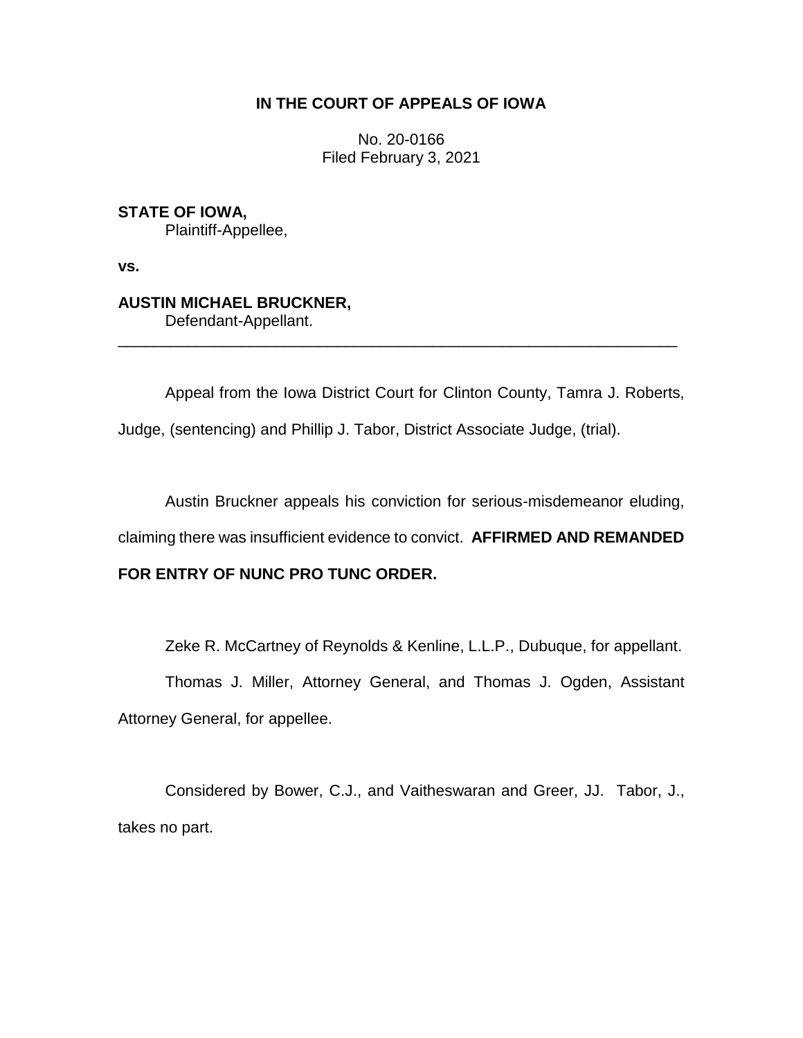**IN THE COURT OF APPEALS OF IOWA**

No. 20-0166
Filed February 3, 2021

**STATE OF IOWA,**
Plaintiff-Appellee,

**vs.**

**AUSTIN MICHAEL BRUCKNER,**
Defendant-Appellant.

---

Appeal from the Iowa District Court for Clinton County, Tamra J. Roberts, Judge, (sentencing) and Phillip J. Tabor, District Associate Judge, (trial).

Austin Bruckner appeals his conviction for serious-misdemeanor eluding, claiming there was insufficient evidence to convict. **AFFIRMED AND REMANDED FOR ENTRY OF NUNC PRO TUNC ORDER.**

Zeke R. McCartney of Reynolds & Kenline, L.L.P., Dubuque, for appellant.

Thomas J. Miller, Attorney General, and Thomas J. Ogden, Assistant Attorney General, for appellee.

Considered by Bower, C.J., and Vaitheswaran and Greer, JJ. Tabor, J., takes no part.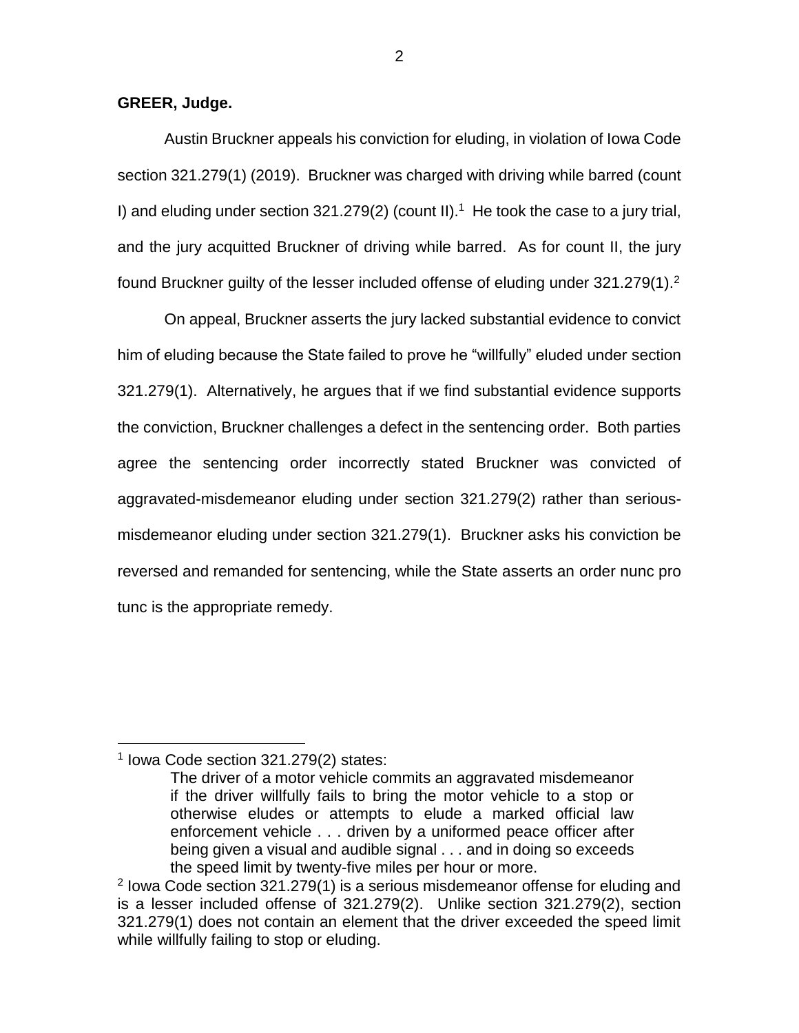**GREER, Judge.**

Austin Bruckner appeals his conviction for eluding, in violation of Iowa Code section 321.279(1) (2019). Bruckner was charged with driving while barred (count I) and eluding under section 321.279(2) (count II).[1] He took the case to a jury trial, and the jury acquitted Bruckner of driving while barred. As for count II, the jury found Bruckner guilty of the lesser included offense of eluding under 321.279(1).[2]

On appeal, Bruckner asserts the jury lacked substantial evidence to convict him of eluding because the State failed to prove he "willfully" eluded under section 321.279(1). Alternatively, he argues that if we find substantial evidence supports the conviction, Bruckner challenges a defect in the sentencing order. Both parties agree the sentencing order incorrectly stated Bruckner was convicted of aggravated-misdemeanor eluding under section 321.279(2) rather than serious-misdemeanor eluding under section 321.279(1). Bruckner asks his conviction be reversed and remanded for sentencing, while the State asserts an order nunc pro tunc is the appropriate remedy.

---

[1] Iowa Code section 321.279(2) states:

> The driver of a motor vehicle commits an aggravated misdemeanor if the driver willfully fails to bring the motor vehicle to a stop or otherwise eludes or attempts to elude a marked official law enforcement vehicle . . . driven by a uniformed peace officer after being given a visual and audible signal . . . and in doing so exceeds the speed limit by twenty-five miles per hour or more.

[2] Iowa Code section 321.279(1) is a serious misdemeanor offense for eluding and is a lesser included offense of 321.279(2). Unlike section 321.279(2), section 321.279(1) does not contain an element that the driver exceeded the speed limit while willfully failing to stop or eluding.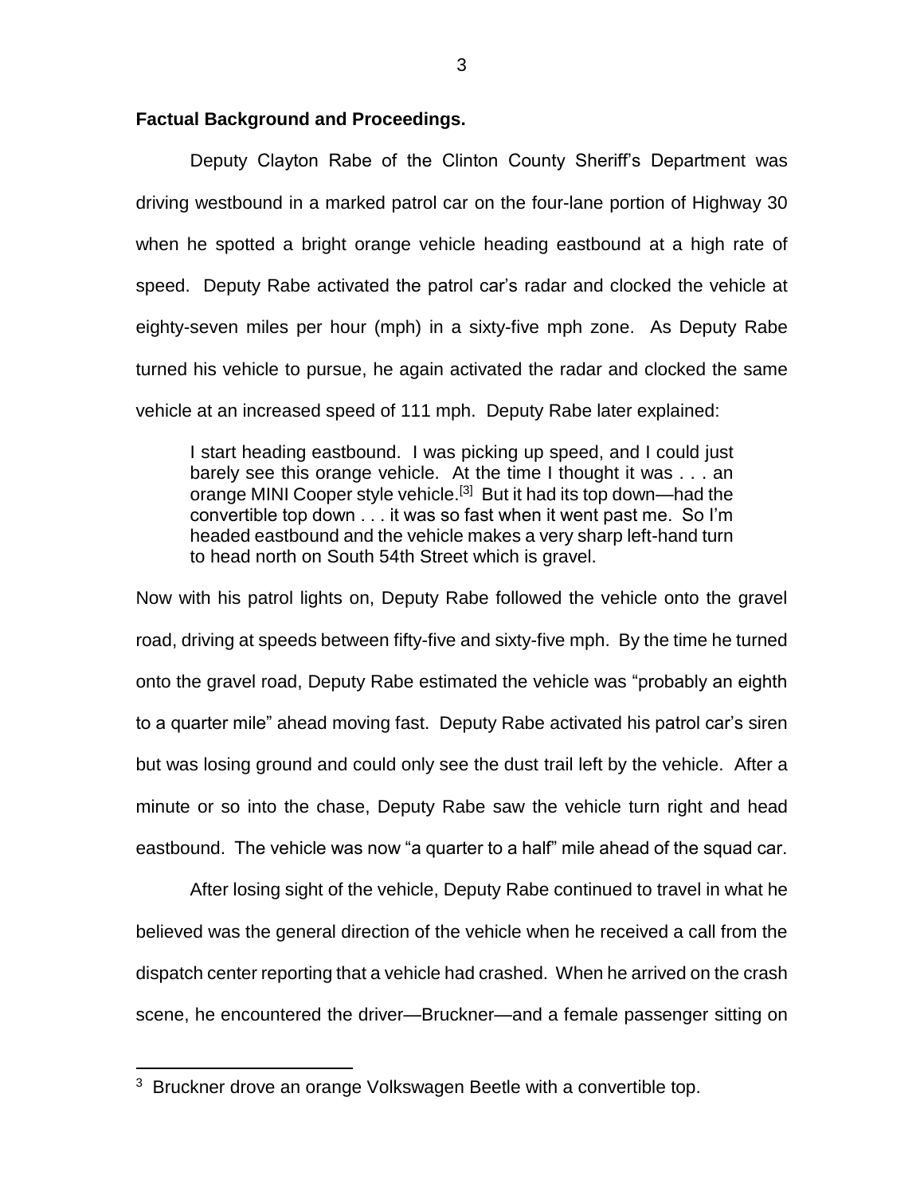**Factual Background and Proceedings.**

Deputy Clayton Rabe of the Clinton County Sheriff's Department was driving westbound in a marked patrol car on the four-lane portion of Highway 30 when he spotted a bright orange vehicle heading eastbound at a high rate of speed. Deputy Rabe activated the patrol car's radar and clocked the vehicle at eighty-seven miles per hour (mph) in a sixty-five mph zone. As Deputy Rabe turned his vehicle to pursue, he again activated the radar and clocked the same vehicle at an increased speed of 111 mph. Deputy Rabe later explained:

> I start heading eastbound. I was picking up speed, and I could just barely see this orange vehicle. At the time I thought it was . . . an orange MINI Cooper style vehicle.[3] But it had its top down—had the convertible top down . . . it was so fast when it went past me. So I'm headed eastbound and the vehicle makes a very sharp left-hand turn to head north on South 54th Street which is gravel.

Now with his patrol lights on, Deputy Rabe followed the vehicle onto the gravel road, driving at speeds between fifty-five and sixty-five mph. By the time he turned onto the gravel road, Deputy Rabe estimated the vehicle was "probably an eighth to a quarter mile" ahead moving fast. Deputy Rabe activated his patrol car's siren but was losing ground and could only see the dust trail left by the vehicle. After a minute or so into the chase, Deputy Rabe saw the vehicle turn right and head eastbound. The vehicle was now "a quarter to a half" mile ahead of the squad car.

After losing sight of the vehicle, Deputy Rabe continued to travel in what he believed was the general direction of the vehicle when he received a call from the dispatch center reporting that a vehicle had crashed. When he arrived on the crash scene, he encountered the driver—Bruckner—and a female passenger sitting on

---

[3] Bruckner drove an orange Volkswagen Beetle with a convertible top.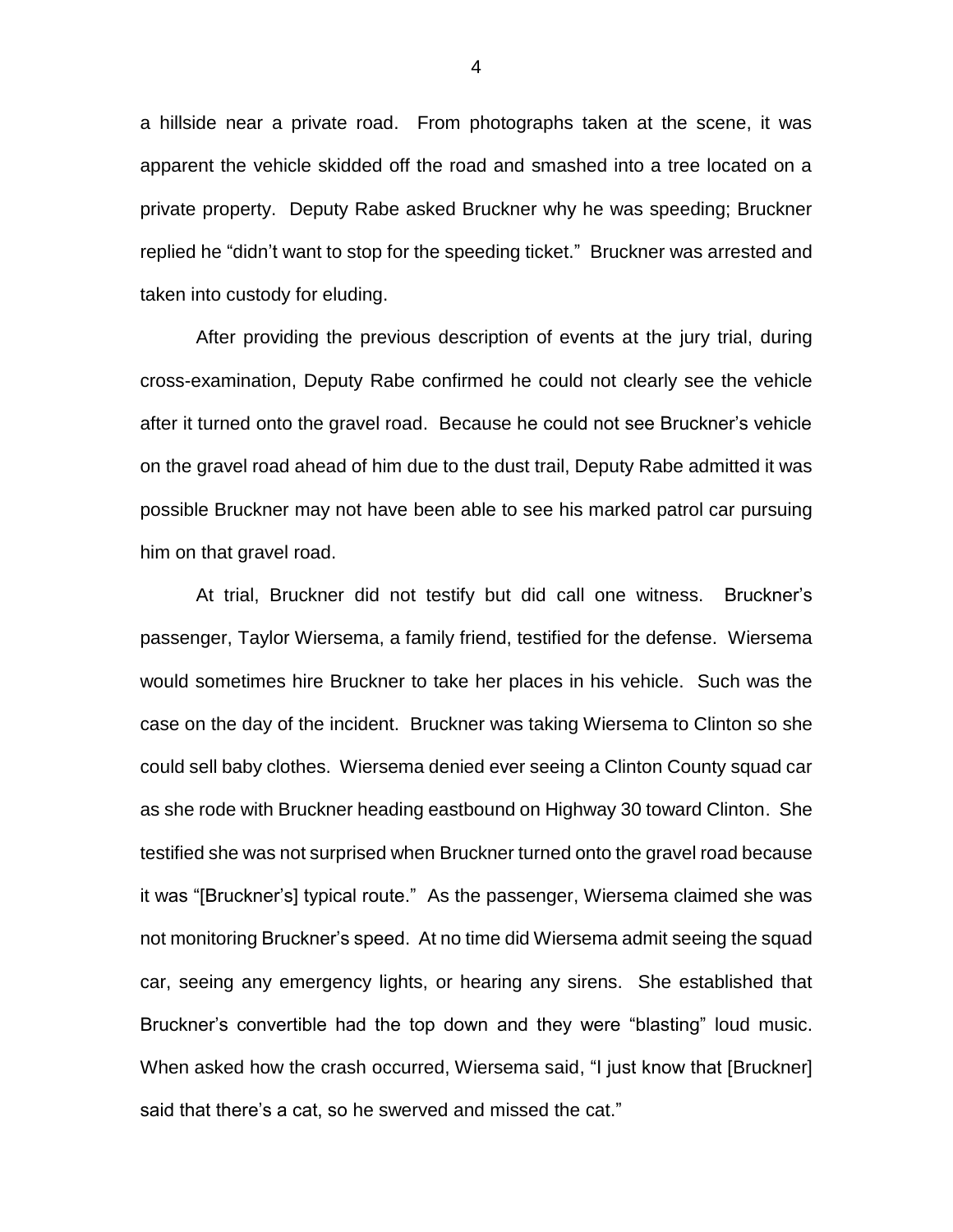a hillside near a private road. From photographs taken at the scene, it was apparent the vehicle skidded off the road and smashed into a tree located on a private property. Deputy Rabe asked Bruckner why he was speeding; Bruckner replied he "didn't want to stop for the speeding ticket." Bruckner was arrested and taken into custody for eluding.

After providing the previous description of events at the jury trial, during cross-examination, Deputy Rabe confirmed he could not clearly see the vehicle after it turned onto the gravel road. Because he could not see Bruckner's vehicle on the gravel road ahead of him due to the dust trail, Deputy Rabe admitted it was possible Bruckner may not have been able to see his marked patrol car pursuing him on that gravel road.

At trial, Bruckner did not testify but did call one witness. Bruckner's passenger, Taylor Wiersema, a family friend, testified for the defense. Wiersema would sometimes hire Bruckner to take her places in his vehicle. Such was the case on the day of the incident. Bruckner was taking Wiersema to Clinton so she could sell baby clothes. Wiersema denied ever seeing a Clinton County squad car as she rode with Bruckner heading eastbound on Highway 30 toward Clinton. She testified she was not surprised when Bruckner turned onto the gravel road because it was "[Bruckner's] typical route." As the passenger, Wiersema claimed she was not monitoring Bruckner's speed. At no time did Wiersema admit seeing the squad car, seeing any emergency lights, or hearing any sirens. She established that Bruckner's convertible had the top down and they were "blasting" loud music. When asked how the crash occurred, Wiersema said, "I just know that [Bruckner] said that there's a cat, so he swerved and missed the cat."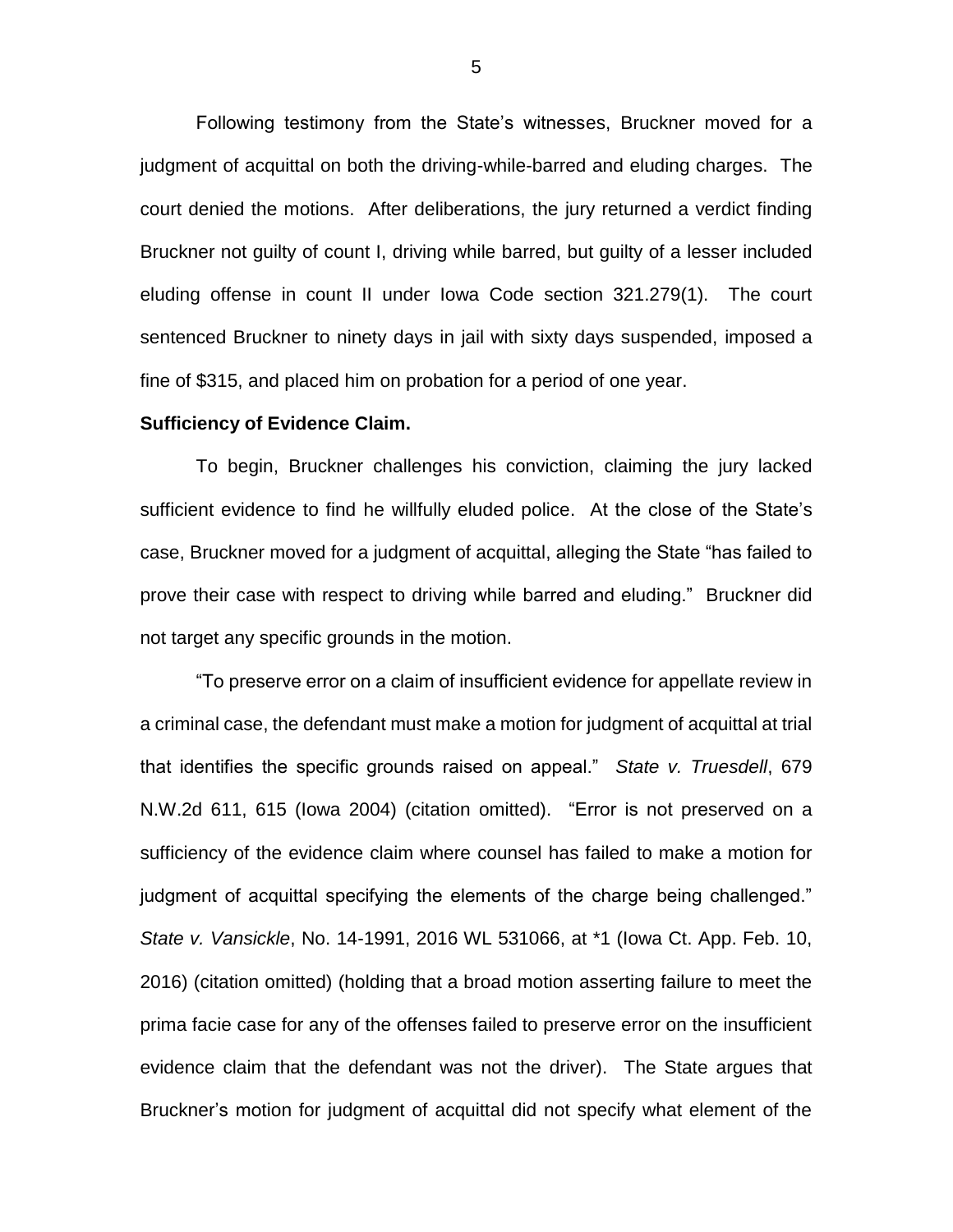Following testimony from the State's witnesses, Bruckner moved for a judgment of acquittal on both the driving-while-barred and eluding charges. The court denied the motions. After deliberations, the jury returned a verdict finding Bruckner not guilty of count I, driving while barred, but guilty of a lesser included eluding offense in count II under Iowa Code section 321.279(1). The court sentenced Bruckner to ninety days in jail with sixty days suspended, imposed a fine of $315, and placed him on probation for a period of one year.

**Sufficiency of Evidence Claim.**

To begin, Bruckner challenges his conviction, claiming the jury lacked sufficient evidence to find he willfully eluded police. At the close of the State's case, Bruckner moved for a judgment of acquittal, alleging the State "has failed to prove their case with respect to driving while barred and eluding." Bruckner did not target any specific grounds in the motion.

"To preserve error on a claim of insufficient evidence for appellate review in a criminal case, the defendant must make a motion for judgment of acquittal at trial that identifies the specific grounds raised on appeal." *State v. Truesdell*, 679 N.W.2d 611, 615 (Iowa 2004) (citation omitted). "Error is not preserved on a sufficiency of the evidence claim where counsel has failed to make a motion for judgment of acquittal specifying the elements of the charge being challenged." *State v. Vansickle*, No. 14-1991, 2016 WL 531066, at *1 (Iowa Ct. App. Feb. 10, 2016) (citation omitted) (holding that a broad motion asserting failure to meet the prima facie case for any of the offenses failed to preserve error on the insufficient evidence claim that the defendant was not the driver). The State argues that Bruckner's motion for judgment of acquittal did not specify what element of the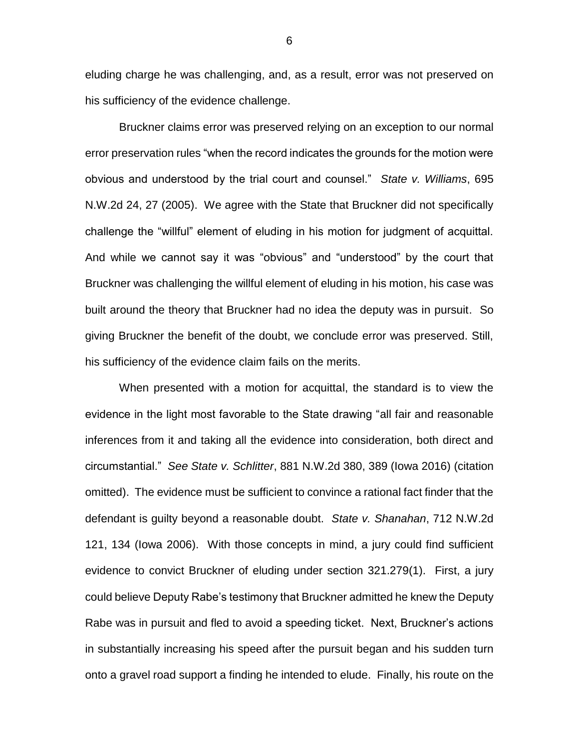eluding charge he was challenging, and, as a result, error was not preserved on his sufficiency of the evidence challenge.

Bruckner claims error was preserved relying on an exception to our normal error preservation rules "when the record indicates the grounds for the motion were obvious and understood by the trial court and counsel." *State v. Williams*, 695 N.W.2d 24, 27 (2005). We agree with the State that Bruckner did not specifically challenge the "willful" element of eluding in his motion for judgment of acquittal. And while we cannot say it was "obvious" and "understood" by the court that Bruckner was challenging the willful element of eluding in his motion, his case was built around the theory that Bruckner had no idea the deputy was in pursuit. So giving Bruckner the benefit of the doubt, we conclude error was preserved. Still, his sufficiency of the evidence claim fails on the merits.

When presented with a motion for acquittal, the standard is to view the evidence in the light most favorable to the State drawing "all fair and reasonable inferences from it and taking all the evidence into consideration, both direct and circumstantial." *See State v. Schlitter*, 881 N.W.2d 380, 389 (Iowa 2016) (citation omitted). The evidence must be sufficient to convince a rational fact finder that the defendant is guilty beyond a reasonable doubt. *State v. Shanahan*, 712 N.W.2d 121, 134 (Iowa 2006). With those concepts in mind, a jury could find sufficient evidence to convict Bruckner of eluding under section 321.279(1). First, a jury could believe Deputy Rabe's testimony that Bruckner admitted he knew the Deputy Rabe was in pursuit and fled to avoid a speeding ticket. Next, Bruckner's actions in substantially increasing his speed after the pursuit began and his sudden turn onto a gravel road support a finding he intended to elude. Finally, his route on the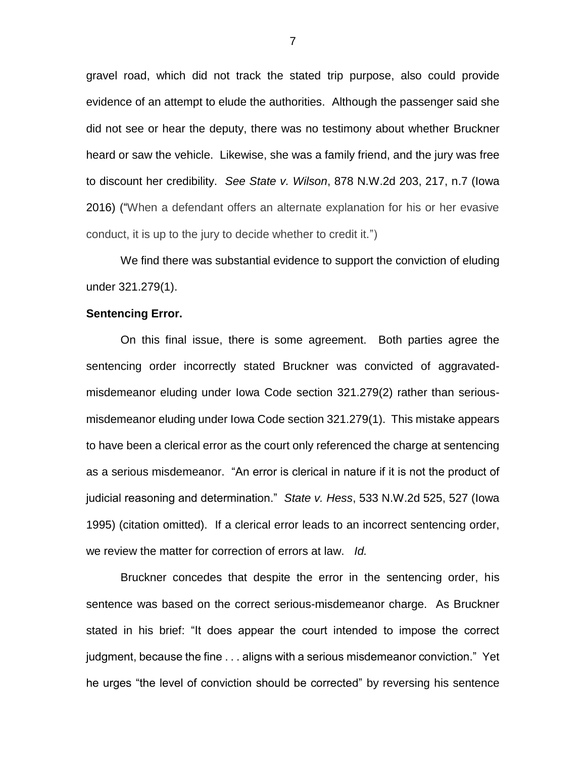gravel road, which did not track the stated trip purpose, also could provide evidence of an attempt to elude the authorities. Although the passenger said she did not see or hear the deputy, there was no testimony about whether Bruckner heard or saw the vehicle. Likewise, she was a family friend, and the jury was free to discount her credibility. *See State v. Wilson*, 878 N.W.2d 203, 217, n.7 (Iowa 2016) ("When a defendant offers an alternate explanation for his or her evasive conduct, it is up to the jury to decide whether to credit it.")

We find there was substantial evidence to support the conviction of eluding under 321.279(1).

**Sentencing Error.**

On this final issue, there is some agreement. Both parties agree the sentencing order incorrectly stated Bruckner was convicted of aggravated-misdemeanor eluding under Iowa Code section 321.279(2) rather than serious-misdemeanor eluding under Iowa Code section 321.279(1). This mistake appears to have been a clerical error as the court only referenced the charge at sentencing as a serious misdemeanor. "An error is clerical in nature if it is not the product of judicial reasoning and determination." *State v. Hess*, 533 N.W.2d 525, 527 (Iowa 1995) (citation omitted). If a clerical error leads to an incorrect sentencing order, we review the matter for correction of errors at law. *Id.*

Bruckner concedes that despite the error in the sentencing order, his sentence was based on the correct serious-misdemeanor charge. As Bruckner stated in his brief: "It does appear the court intended to impose the correct judgment, because the fine . . . aligns with a serious misdemeanor conviction." Yet he urges "the level of conviction should be corrected" by reversing his sentence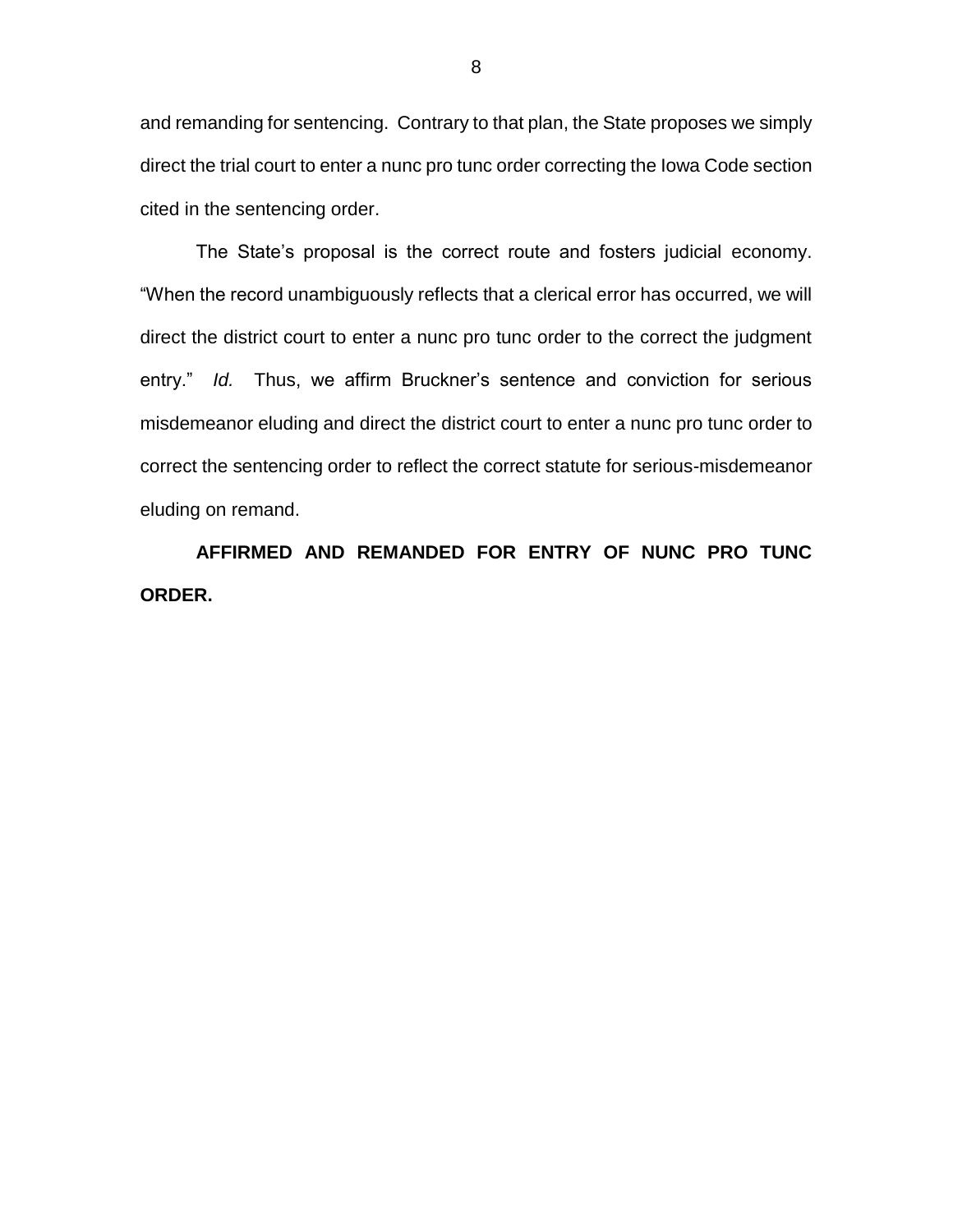and remanding for sentencing. Contrary to that plan, the State proposes we simply direct the trial court to enter a nunc pro tunc order correcting the Iowa Code section cited in the sentencing order.

The State's proposal is the correct route and fosters judicial economy. "When the record unambiguously reflects that a clerical error has occurred, we will direct the district court to enter a nunc pro tunc order to the correct the judgment entry." *Id.* Thus, we affirm Bruckner's sentence and conviction for serious misdemeanor eluding and direct the district court to enter a nunc pro tunc order to correct the sentencing order to reflect the correct statute for serious-misdemeanor eluding on remand.

**AFFIRMED AND REMANDED FOR ENTRY OF NUNC PRO TUNC ORDER.**